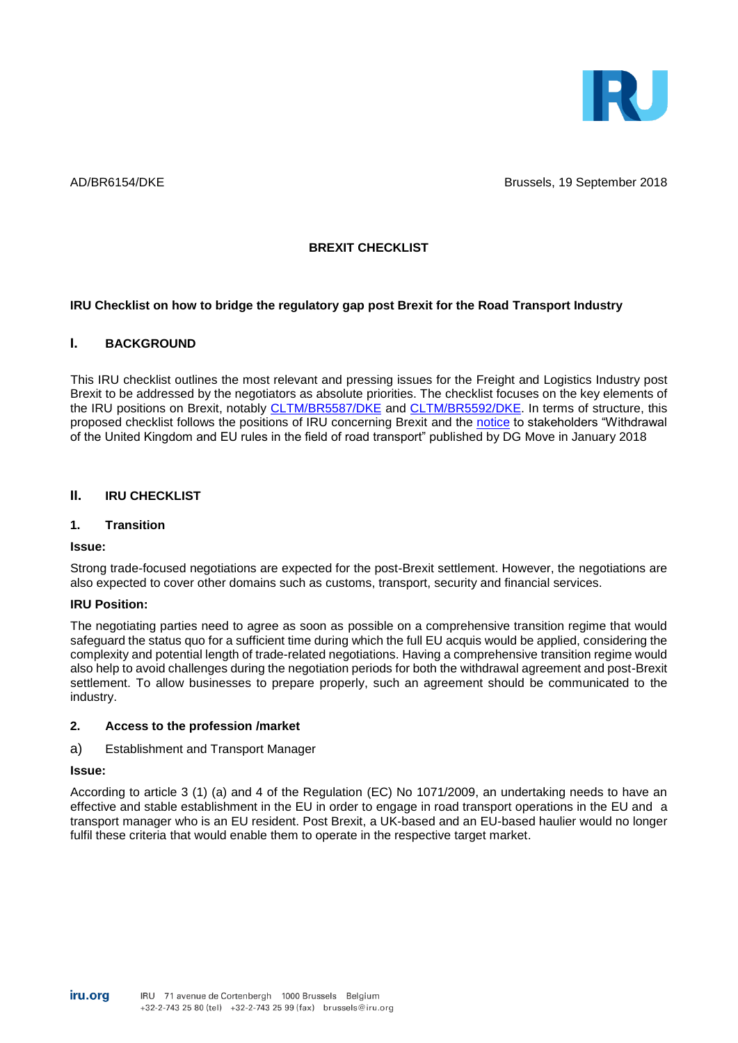AD/BR6154/DKE Brussels, 19 September 2018

**BREXIT CHECKLIST**

**IRU Checklist on how to bridge the regulatory gap post Brexit for the Road Transport Industry**

## I. BACKGROUND

This IRU checklist outlines the most relevant and pressing issues for the Freight and Logistics Industry post Brexit to be addressed by the negotiators as absolute priorities. The checklist focuses on the key elements of the IRU positions on Brexit, notably CLTM/BR5587/DKE and CLTM/BR5592/DKE. In terms of structure, this proposed checklist follows the positions of IRU concerning Brexit and the notice to stakeholders "Withdrawal of the United Kingdom and EU rules in the field of road transport" published by DG Move in January 2018

## II. IRU CHECKLIST

### 1. Transition

**Issue:**

Strong trade-focused negotiations are expected for the post-Brexit settlement. However, the negotiations are also expected to cover other domains such as customs, transport, security and financial services.

**IRU Position:**

The negotiating parties need to agree as soon as possible on a comprehensive transition regime that would safeguard the status quo for a sufficient time during which the full EU acquis would be applied, considering the complexity and potential length of trade-related negotiations. Having a comprehensive transition regime would also help to avoid challenges during the negotiation periods for both the withdrawal agreement and post-Brexit settlement. To allow businesses to prepare properly, such an agreement should be communicated to the industry.

### 2. Access to the profession /market

a) Establishment and Transport Manager

**Issue:**

According to article 3 (1) (a) and 4 of the Regulation (EC) No 1071/2009, an undertaking needs to have an effective and stable establishment in the EU in order to engage in road transport operations in the EU and a transport manager who is an EU resident. Post Brexit, a UK-based and an EU-based haulier would no longer fulfil these criteria that would enable them to operate in the respective target market.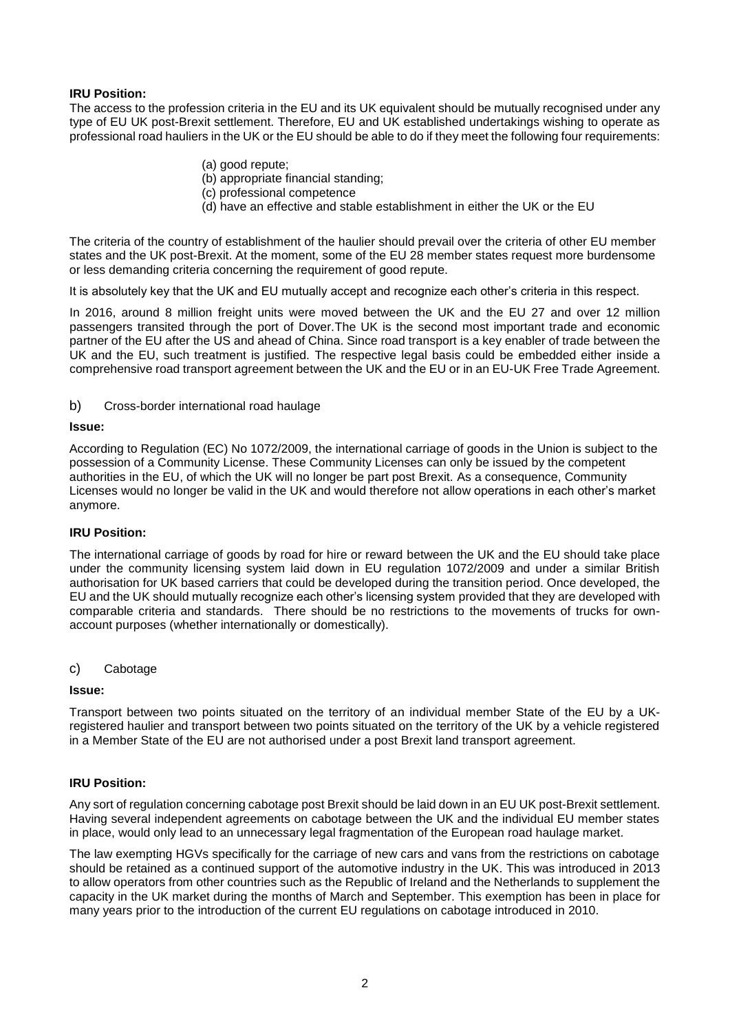**IRU Position:**

The access to the profession criteria in the EU and its UK equivalent should be mutually recognised under any type of EU UK post-Brexit settlement. Therefore, EU and UK established undertakings wishing to operate as professional road hauliers in the UK or the EU should be able to do if they meet the following four requirements:

(a) good repute;
(b) appropriate financial standing;
(c) professional competence
(d) have an effective and stable establishment in either the UK or the EU

The criteria of the country of establishment of the haulier should prevail over the criteria of other EU member states and the UK post-Brexit. At the moment, some of the EU 28 member states request more burdensome or less demanding criteria concerning the requirement of good repute.

It is absolutely key that the UK and EU mutually accept and recognize each other's criteria in this respect.

In 2016, around 8 million freight units were moved between the UK and the EU 27 and over 12 million passengers transited through the port of Dover.The UK is the second most important trade and economic partner of the EU after the US and ahead of China. Since road transport is a key enabler of trade between the UK and the EU, such treatment is justified. The respective legal basis could be embedded either inside a comprehensive road transport agreement between the UK and the EU or in an EU-UK Free Trade Agreement.

## b) Cross-border international road haulage

**Issue:**

According to Regulation (EC) No 1072/2009, the international carriage of goods in the Union is subject to the possession of a Community License. These Community Licenses can only be issued by the competent authorities in the EU, of which the UK will no longer be part post Brexit. As a consequence, Community Licenses would no longer be valid in the UK and would therefore not allow operations in each other's market anymore.

**IRU Position:**

The international carriage of goods by road for hire or reward between the UK and the EU should take place under the community licensing system laid down in EU regulation 1072/2009 and under a similar British authorisation for UK based carriers that could be developed during the transition period. Once developed, the EU and the UK should mutually recognize each other's licensing system provided that they are developed with comparable criteria and standards. There should be no restrictions to the movements of trucks for own-account purposes (whether internationally or domestically).

## c) Cabotage

**Issue:**

Transport between two points situated on the territory of an individual member State of the EU by a UK-registered haulier and transport between two points situated on the territory of the UK by a vehicle registered in a Member State of the EU are not authorised under a post Brexit land transport agreement.

**IRU Position:**

Any sort of regulation concerning cabotage post Brexit should be laid down in an EU UK post-Brexit settlement. Having several independent agreements on cabotage between the UK and the individual EU member states in place, would only lead to an unnecessary legal fragmentation of the European road haulage market.

The law exempting HGVs specifically for the carriage of new cars and vans from the restrictions on cabotage should be retained as a continued support of the automotive industry in the UK. This was introduced in 2013 to allow operators from other countries such as the Republic of Ireland and the Netherlands to supplement the capacity in the UK market during the months of March and September. This exemption has been in place for many years prior to the introduction of the current EU regulations on cabotage introduced in 2010.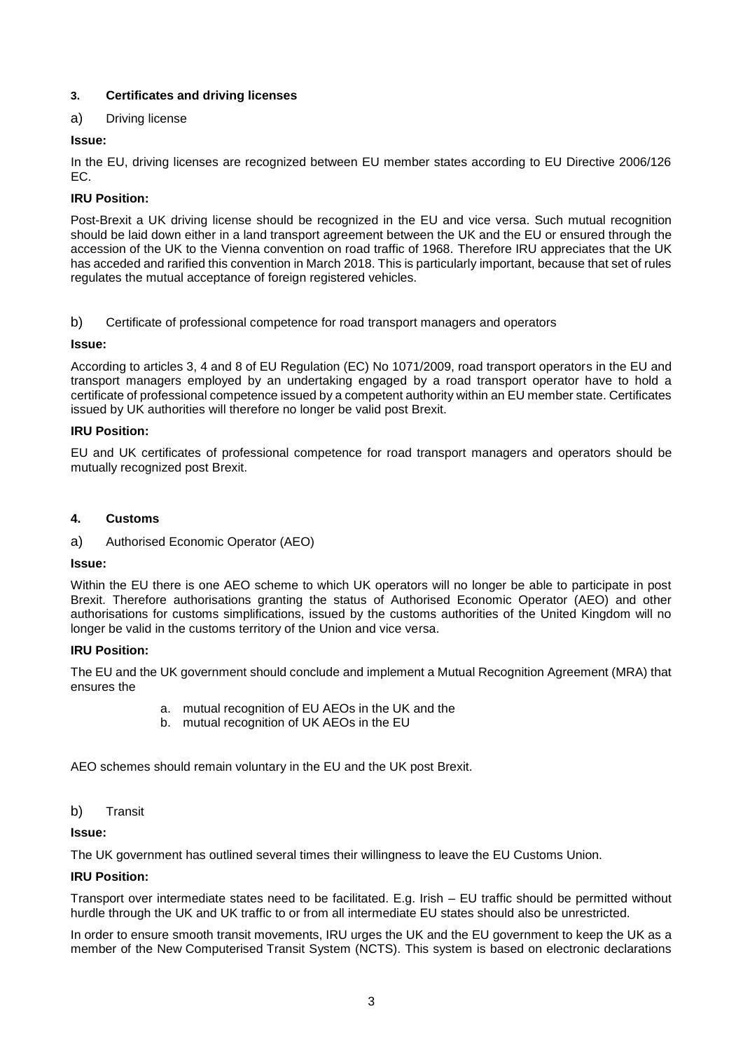### 3. Certificates and driving licenses

a) Driving license

**Issue:**

In the EU, driving licenses are recognized between EU member states according to EU Directive 2006/126 EC.

**IRU Position:**

Post-Brexit a UK driving license should be recognized in the EU and vice versa. Such mutual recognition should be laid down either in a land transport agreement between the UK and the EU or ensured through the accession of the UK to the Vienna convention on road traffic of 1968. Therefore IRU appreciates that the UK has acceded and rarified this convention in March 2018. This is particularly important, because that set of rules regulates the mutual acceptance of foreign registered vehicles.

b) Certificate of professional competence for road transport managers and operators

**Issue:**

According to articles 3, 4 and 8 of EU Regulation (EC) No 1071/2009, road transport operators in the EU and transport managers employed by an undertaking engaged by a road transport operator have to hold a certificate of professional competence issued by a competent authority within an EU member state. Certificates issued by UK authorities will therefore no longer be valid post Brexit.

**IRU Position:**

EU and UK certificates of professional competence for road transport managers and operators should be mutually recognized post Brexit.

### 4. Customs

a) Authorised Economic Operator (AEO)

**Issue:**

Within the EU there is one AEO scheme to which UK operators will no longer be able to participate in post Brexit. Therefore authorisations granting the status of Authorised Economic Operator (AEO) and other authorisations for customs simplifications, issued by the customs authorities of the United Kingdom will no longer be valid in the customs territory of the Union and vice versa.

**IRU Position:**

The EU and the UK government should conclude and implement a Mutual Recognition Agreement (MRA) that ensures the

a. mutual recognition of EU AEOs in the UK and the
b. mutual recognition of UK AEOs in the EU

AEO schemes should remain voluntary in the EU and the UK post Brexit.

b) Transit

**Issue:**

The UK government has outlined several times their willingness to leave the EU Customs Union.

**IRU Position:**

Transport over intermediate states need to be facilitated. E.g. Irish – EU traffic should be permitted without hurdle through the UK and UK traffic to or from all intermediate EU states should also be unrestricted.

In order to ensure smooth transit movements, IRU urges the UK and the EU government to keep the UK as a member of the New Computerised Transit System (NCTS). This system is based on electronic declarations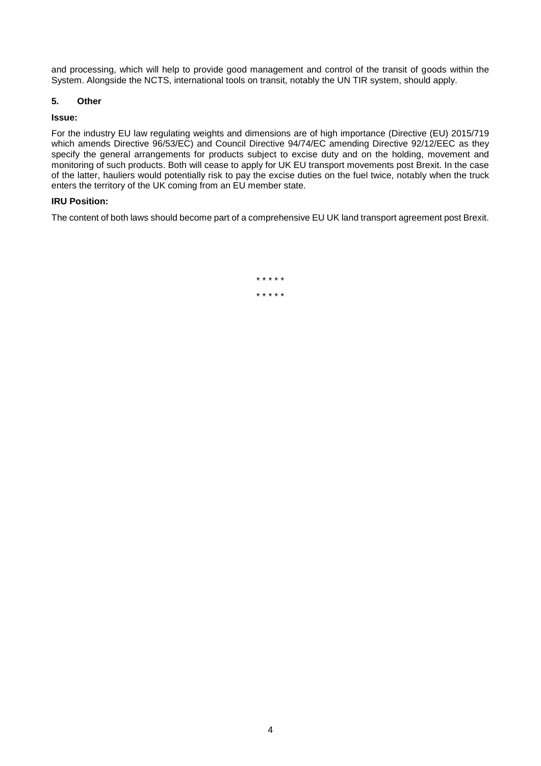and processing, which will help to provide good management and control of the transit of goods within the System. Alongside the NCTS, international tools on transit, notably the UN TIR system, should apply.

### 5. Other

**Issue:**

For the industry EU law regulating weights and dimensions are of high importance (Directive (EU) 2015/719 which amends Directive 96/53/EC) and Council Directive 94/74/EC amending Directive 92/12/EEC as they specify the general arrangements for products subject to excise duty and on the holding, movement and monitoring of such products. Both will cease to apply for UK EU transport movements post Brexit. In the case of the latter, hauliers would potentially risk to pay the excise duties on the fuel twice, notably when the truck enters the territory of the UK coming from an EU member state.

**IRU Position:**

The content of both laws should become part of a comprehensive EU UK land transport agreement post Brexit.

\* \* \* \* \*

\* \* \* \* \*